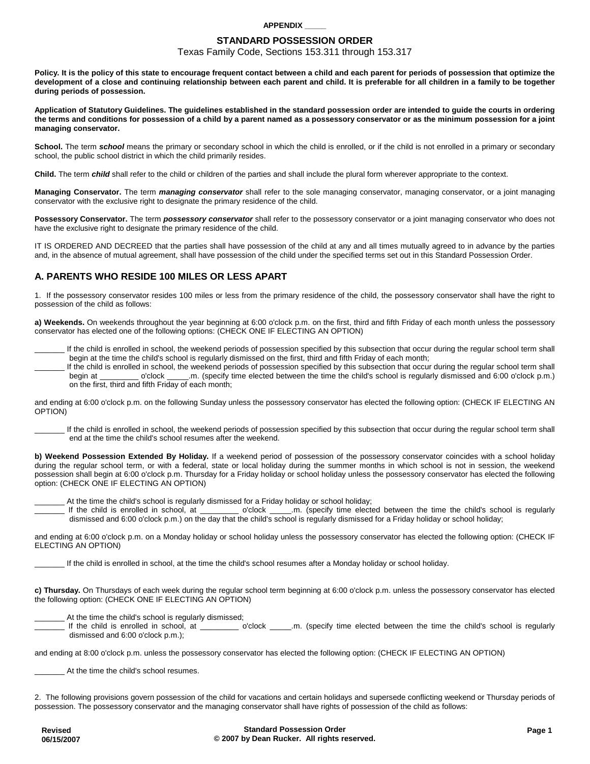**APPENDIX _____**

## STANDARD POSSESSION ORDER

Texas Family Code, Sections 153.311 through 153.317

**Policy. It is the policy of this state to encourage frequent contact between a child and each parent for periods of possession that optimize the development of a close and continuing relationship between each parent and child. It is preferable for all children in a family to be together during periods of possession.**

**Application of Statutory Guidelines. The guidelines established in the standard possession order are intended to guide the courts in ordering the terms and conditions for possession of a child by a parent named as a possessory conservator or as the minimum possession for a joint managing conservator.**

**School.** The term ***school*** means the primary or secondary school in which the child is enrolled, or if the child is not enrolled in a primary or secondary school, the public school district in which the child primarily resides.

**Child.** The term ***child*** shall refer to the child or children of the parties and shall include the plural form wherever appropriate to the context.

**Managing Conservator.** The term ***managing conservator*** shall refer to the sole managing conservator, managing conservator, or a joint managing conservator with the exclusive right to designate the primary residence of the child.

**Possessory Conservator.** The term ***possessory conservator*** shall refer to the possessory conservator or a joint managing conservator who does not have the exclusive right to designate the primary residence of the child.

IT IS ORDERED AND DECREED that the parties shall have possession of the child at any and all times mutually agreed to in advance by the parties and, in the absence of mutual agreement, shall have possession of the child under the specified terms set out in this Standard Possession Order.

## A. PARENTS WHO RESIDE 100 MILES OR LESS APART

1. If the possessory conservator resides 100 miles or less from the primary residence of the child, the possessory conservator shall have the right to possession of the child as follows:

**a) Weekends.** On weekends throughout the year beginning at 6:00 o'clock p.m. on the first, third and fifth Friday of each month unless the possessory conservator has elected one of the following options: (CHECK ONE IF ELECTING AN OPTION)

_______ If the child is enrolled in school, the weekend periods of possession specified by this subsection that occur during the regular school term shall begin at the time the child's school is regularly dismissed on the first, third and fifth Friday of each month;

_______ If the child is enrolled in school, the weekend periods of possession specified by this subsection that occur during the regular school term shall begin at _________ o'clock _____.m. (specify time elected between the time the child's school is regularly dismissed and 6:00 o'clock p.m.) on the first, third and fifth Friday of each month;

and ending at 6:00 o'clock p.m. on the following Sunday unless the possessory conservator has elected the following option: (CHECK IF ELECTING AN OPTION)

_______ If the child is enrolled in school, the weekend periods of possession specified by this subsection that occur during the regular school term shall end at the time the child's school resumes after the weekend.

**b) Weekend Possession Extended By Holiday.** If a weekend period of possession of the possessory conservator coincides with a school holiday during the regular school term, or with a federal, state or local holiday during the summer months in which school is not in session, the weekend possession shall begin at 6:00 o'clock p.m. Thursday for a Friday holiday or school holiday unless the possessory conservator has elected the following option: (CHECK ONE IF ELECTING AN OPTION)

_______ At the time the child's school is regularly dismissed for a Friday holiday or school holiday;

_______ If the child is enrolled in school, at _________ o'clock _____.m. (specify time elected between the time the child's school is regularly dismissed and 6:00 o'clock p.m.) on the day that the child's school is regularly dismissed for a Friday holiday or school holiday;

and ending at 6:00 o'clock p.m. on a Monday holiday or school holiday unless the possessory conservator has elected the following option: (CHECK IF ELECTING AN OPTION)

_______ If the child is enrolled in school, at the time the child's school resumes after a Monday holiday or school holiday.

**c) Thursday.** On Thursdays of each week during the regular school term beginning at 6:00 o'clock p.m. unless the possessory conservator has elected the following option: (CHECK ONE IF ELECTING AN OPTION)

_______ At the time the child's school is regularly dismissed;

_______ If the child is enrolled in school, at _________ o'clock _____.m. (specify time elected between the time the child's school is regularly dismissed and 6:00 o'clock p.m.);

and ending at 8:00 o'clock p.m. unless the possessory conservator has elected the following option: (CHECK IF ELECTING AN OPTION)

_______ At the time the child's school resumes.

2. The following provisions govern possession of the child for vacations and certain holidays and supersede conflicting weekend or Thursday periods of possession. The possessory conservator and the managing conservator shall have rights of possession of the child as follows: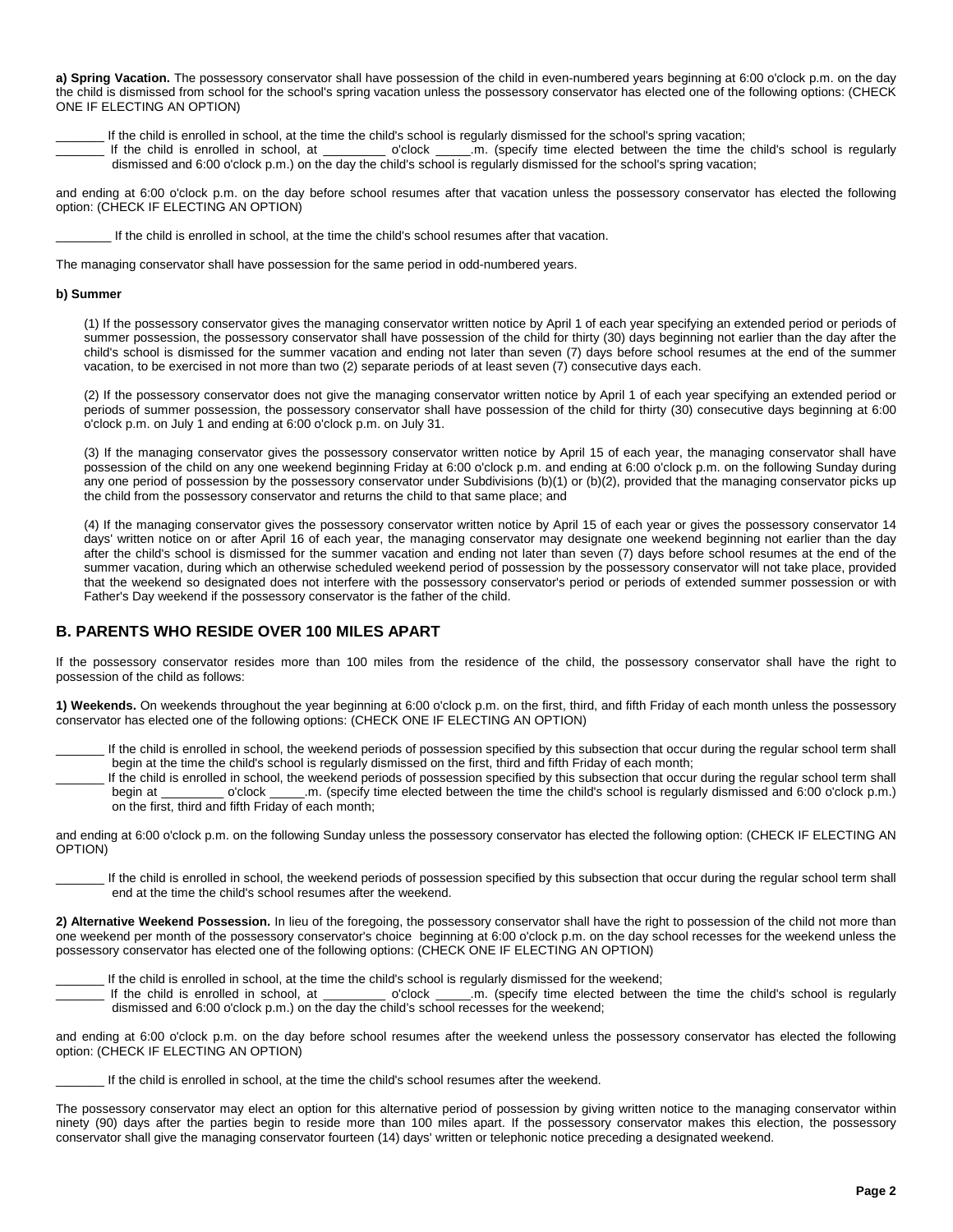**a) Spring Vacation.** The possessory conservator shall have possession of the child in even-numbered years beginning at 6:00 o'clock p.m. on the day the child is dismissed from school for the school's spring vacation unless the possessory conservator has elected one of the following options: (CHECK ONE IF ELECTING AN OPTION)

_______ If the child is enrolled in school, at the time the child's school is regularly dismissed for the school's spring vacation;

_______ If the child is enrolled in school, at _________ o'clock _____.m. (specify time elected between the time the child's school is regularly dismissed and 6:00 o'clock p.m.) on the day the child's school is regularly dismissed for the school's spring vacation;

and ending at 6:00 o'clock p.m. on the day before school resumes after that vacation unless the possessory conservator has elected the following option: (CHECK IF ELECTING AN OPTION)

________ If the child is enrolled in school, at the time the child's school resumes after that vacation.

The managing conservator shall have possession for the same period in odd-numbered years.

**b) Summer**

(1) If the possessory conservator gives the managing conservator written notice by April 1 of each year specifying an extended period or periods of summer possession, the possessory conservator shall have possession of the child for thirty (30) days beginning not earlier than the day after the child's school is dismissed for the summer vacation and ending not later than seven (7) days before school resumes at the end of the summer vacation, to be exercised in not more than two (2) separate periods of at least seven (7) consecutive days each.

(2) If the possessory conservator does not give the managing conservator written notice by April 1 of each year specifying an extended period or periods of summer possession, the possessory conservator shall have possession of the child for thirty (30) consecutive days beginning at 6:00 o'clock p.m. on July 1 and ending at 6:00 o'clock p.m. on July 31.

(3) If the managing conservator gives the possessory conservator written notice by April 15 of each year, the managing conservator shall have possession of the child on any one weekend beginning Friday at 6:00 o'clock p.m. and ending at 6:00 o'clock p.m. on the following Sunday during any one period of possession by the possessory conservator under Subdivisions (b)(1) or (b)(2), provided that the managing conservator picks up the child from the possessory conservator and returns the child to that same place; and

(4) If the managing conservator gives the possessory conservator written notice by April 15 of each year or gives the possessory conservator 14 days' written notice on or after April 16 of each year, the managing conservator may designate one weekend beginning not earlier than the day after the child's school is dismissed for the summer vacation and ending not later than seven (7) days before school resumes at the end of the summer vacation, during which an otherwise scheduled weekend period of possession by the possessory conservator will not take place, provided that the weekend so designated does not interfere with the possessory conservator's period or periods of extended summer possession or with Father's Day weekend if the possessory conservator is the father of the child.

## B. PARENTS WHO RESIDE OVER 100 MILES APART

If the possessory conservator resides more than 100 miles from the residence of the child, the possessory conservator shall have the right to possession of the child as follows:

**1) Weekends.** On weekends throughout the year beginning at 6:00 o'clock p.m. on the first, third, and fifth Friday of each month unless the possessory conservator has elected one of the following options: (CHECK ONE IF ELECTING AN OPTION)

_______ If the child is enrolled in school, the weekend periods of possession specified by this subsection that occur during the regular school term shall begin at the time the child's school is regularly dismissed on the first, third and fifth Friday of each month;

_______ If the child is enrolled in school, the weekend periods of possession specified by this subsection that occur during the regular school term shall begin at _________ o'clock _____.m. (specify time elected between the time the child's school is regularly dismissed and 6:00 o'clock p.m.) on the first, third and fifth Friday of each month;

and ending at 6:00 o'clock p.m. on the following Sunday unless the possessory conservator has elected the following option: (CHECK IF ELECTING AN OPTION)

_______ If the child is enrolled in school, the weekend periods of possession specified by this subsection that occur during the regular school term shall end at the time the child's school resumes after the weekend.

**2) Alternative Weekend Possession.** In lieu of the foregoing, the possessory conservator shall have the right to possession of the child not more than one weekend per month of the possessory conservator's choice beginning at 6:00 o'clock p.m. on the day school recesses for the weekend unless the possessory conservator has elected one of the following options: (CHECK ONE IF ELECTING AN OPTION)

_______ If the child is enrolled in school, at the time the child's school is regularly dismissed for the weekend;

_______ If the child is enrolled in school, at _________ o'clock _____.m. (specify time elected between the time the child's school is regularly dismissed and 6:00 o'clock p.m.) on the day the child's school recesses for the weekend;

and ending at 6:00 o'clock p.m. on the day before school resumes after the weekend unless the possessory conservator has elected the following option: (CHECK IF ELECTING AN OPTION)

_______ If the child is enrolled in school, at the time the child's school resumes after the weekend.

The possessory conservator may elect an option for this alternative period of possession by giving written notice to the managing conservator within ninety (90) days after the parties begin to reside more than 100 miles apart. If the possessory conservator makes this election, the possessory conservator shall give the managing conservator fourteen (14) days' written or telephonic notice preceding a designated weekend.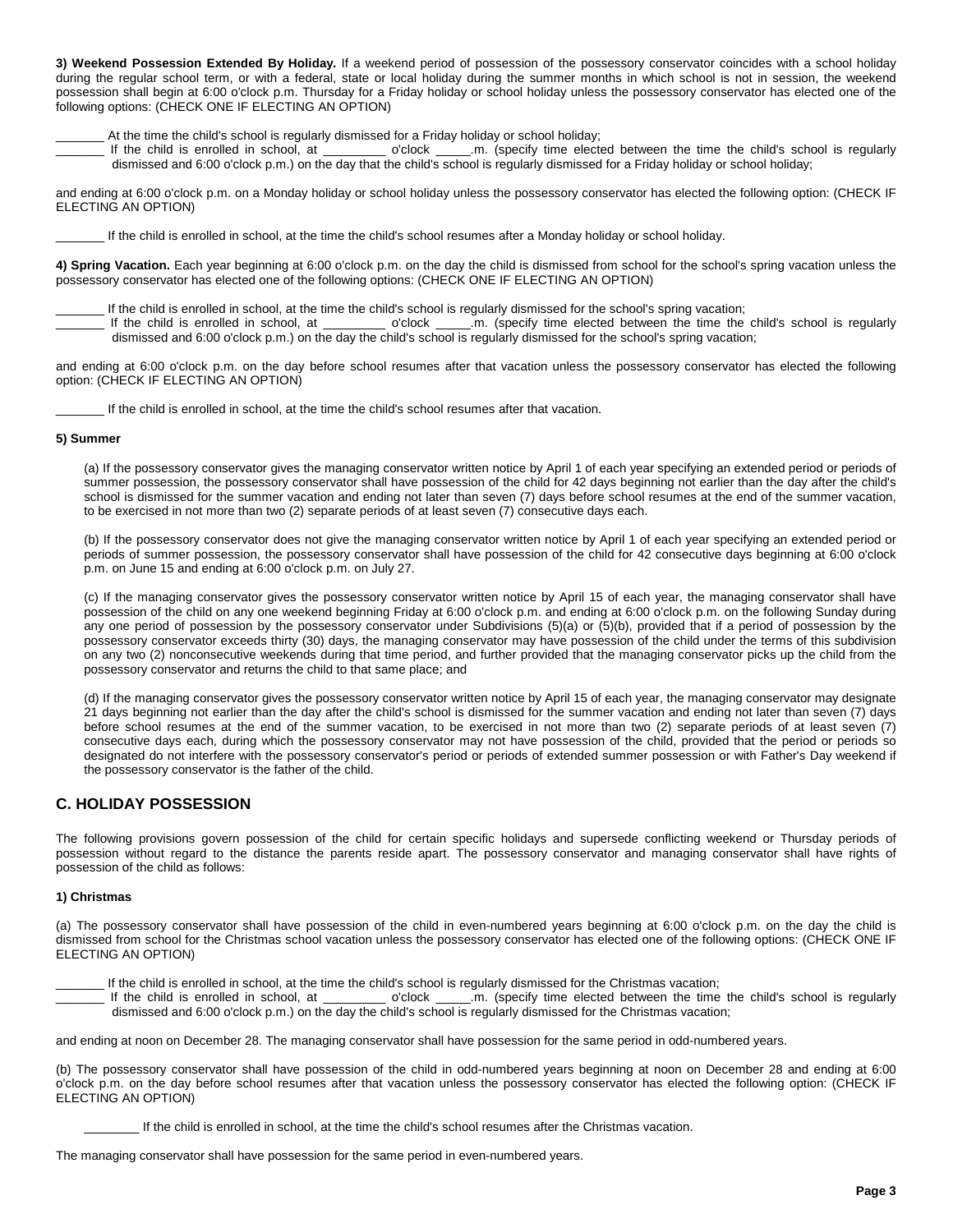**3) Weekend Possession Extended By Holiday.** If a weekend period of possession of the possessory conservator coincides with a school holiday during the regular school term, or with a federal, state or local holiday during the summer months in which school is not in session, the weekend possession shall begin at 6:00 o'clock p.m. Thursday for a Friday holiday or school holiday unless the possessory conservator has elected one of the following options: (CHECK ONE IF ELECTING AN OPTION)

_______ At the time the child's school is regularly dismissed for a Friday holiday or school holiday;
_______ If the child is enrolled in school, at _________ o'clock _____.m. (specify time elected between the time the child's school is regularly dismissed and 6:00 o'clock p.m.) on the day that the child's school is regularly dismissed for a Friday holiday or school holiday;

and ending at 6:00 o'clock p.m. on a Monday holiday or school holiday unless the possessory conservator has elected the following option: (CHECK IF ELECTING AN OPTION)

_______ If the child is enrolled in school, at the time the child's school resumes after a Monday holiday or school holiday.

**4) Spring Vacation.** Each year beginning at 6:00 o'clock p.m. on the day the child is dismissed from school for the school's spring vacation unless the possessory conservator has elected one of the following options: (CHECK ONE IF ELECTING AN OPTION)

_______ If the child is enrolled in school, at the time the child's school is regularly dismissed for the school's spring vacation;
_______ If the child is enrolled in school, at _________ o'clock _____.m. (specify time elected between the time the child's school is regularly dismissed and 6:00 o'clock p.m.) on the day the child's school is regularly dismissed for the school's spring vacation;

and ending at 6:00 o'clock p.m. on the day before school resumes after that vacation unless the possessory conservator has elected the following option: (CHECK IF ELECTING AN OPTION)

_______ If the child is enrolled in school, at the time the child's school resumes after that vacation.

**5) Summer**

(a) If the possessory conservator gives the managing conservator written notice by April 1 of each year specifying an extended period or periods of summer possession, the possessory conservator shall have possession of the child for 42 days beginning not earlier than the day after the child's school is dismissed for the summer vacation and ending not later than seven (7) days before school resumes at the end of the summer vacation, to be exercised in not more than two (2) separate periods of at least seven (7) consecutive days each.

(b) If the possessory conservator does not give the managing conservator written notice by April 1 of each year specifying an extended period or periods of summer possession, the possessory conservator shall have possession of the child for 42 consecutive days beginning at 6:00 o'clock p.m. on June 15 and ending at 6:00 o'clock p.m. on July 27.

(c) If the managing conservator gives the possessory conservator written notice by April 15 of each year, the managing conservator shall have possession of the child on any one weekend beginning Friday at 6:00 o'clock p.m. and ending at 6:00 o'clock p.m. on the following Sunday during any one period of possession by the possessory conservator under Subdivisions (5)(a) or (5)(b), provided that if a period of possession by the possessory conservator exceeds thirty (30) days, the managing conservator may have possession of the child under the terms of this subdivision on any two (2) nonconsecutive weekends during that time period, and further provided that the managing conservator picks up the child from the possessory conservator and returns the child to that same place; and

(d) If the managing conservator gives the possessory conservator written notice by April 15 of each year, the managing conservator may designate 21 days beginning not earlier than the day after the child's school is dismissed for the summer vacation and ending not later than seven (7) days before school resumes at the end of the summer vacation, to be exercised in not more than two (2) separate periods of at least seven (7) consecutive days each, during which the possessory conservator may not have possession of the child, provided that the period or periods so designated do not interfere with the possessory conservator's period or periods of extended summer possession or with Father's Day weekend if the possessory conservator is the father of the child.

## C. HOLIDAY POSSESSION

The following provisions govern possession of the child for certain specific holidays and supersede conflicting weekend or Thursday periods of possession without regard to the distance the parents reside apart. The possessory conservator and managing conservator shall have rights of possession of the child as follows:

**1) Christmas**

(a) The possessory conservator shall have possession of the child in even-numbered years beginning at 6:00 o'clock p.m. on the day the child is dismissed from school for the Christmas school vacation unless the possessory conservator has elected one of the following options: (CHECK ONE IF ELECTING AN OPTION)

_______ If the child is enrolled in school, at the time the child's school is regularly dismissed for the Christmas vacation;
_______ If the child is enrolled in school, at _________ o'clock _____.m. (specify time elected between the time the child's school is regularly dismissed and 6:00 o'clock p.m.) on the day the child's school is regularly dismissed for the Christmas vacation;

and ending at noon on December 28. The managing conservator shall have possession for the same period in odd-numbered years.

(b) The possessory conservator shall have possession of the child in odd-numbered years beginning at noon on December 28 and ending at 6:00 o'clock p.m. on the day before school resumes after that vacation unless the possessory conservator has elected the following option: (CHECK IF ELECTING AN OPTION)

________ If the child is enrolled in school, at the time the child's school resumes after the Christmas vacation.

The managing conservator shall have possession for the same period in even-numbered years.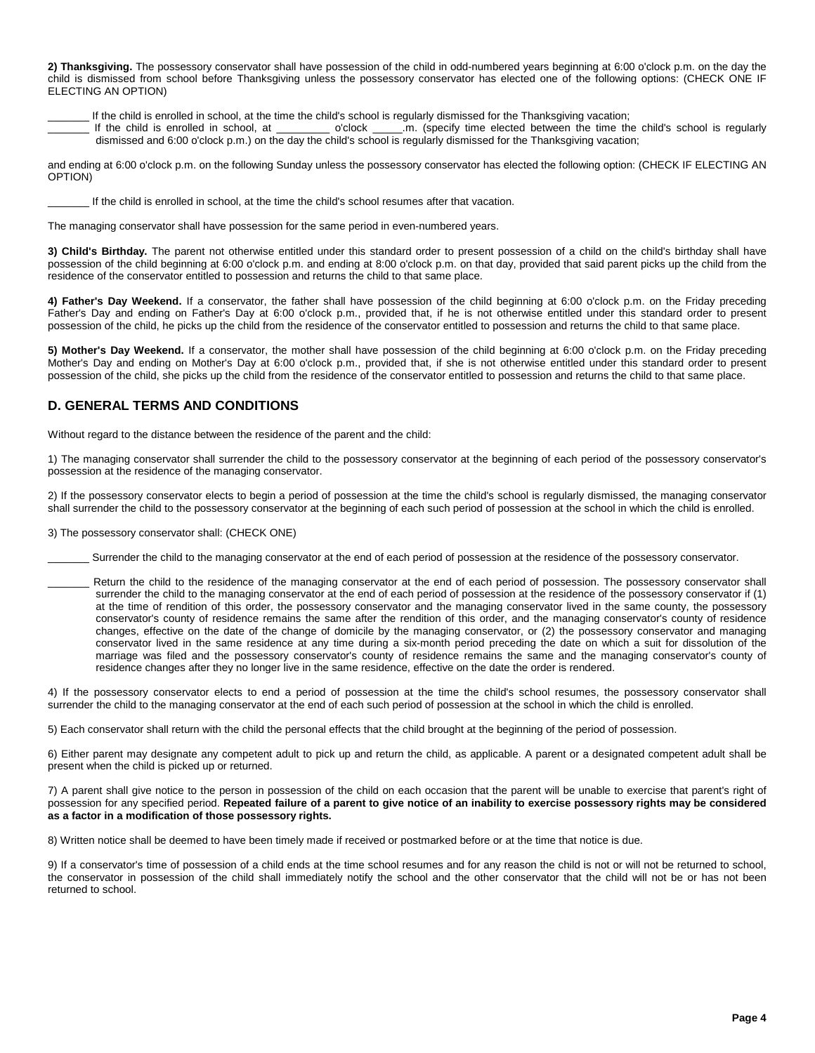**2) Thanksgiving.** The possessory conservator shall have possession of the child in odd-numbered years beginning at 6:00 o'clock p.m. on the day the child is dismissed from school before Thanksgiving unless the possessory conservator has elected one of the following options: (CHECK ONE IF ELECTING AN OPTION)

_______ If the child is enrolled in school, at the time the child's school is regularly dismissed for the Thanksgiving vacation;

_______ If the child is enrolled in school, at _________ o'clock _____.m. (specify time elected between the time the child's school is regularly dismissed and 6:00 o'clock p.m.) on the day the child's school is regularly dismissed for the Thanksgiving vacation;

and ending at 6:00 o'clock p.m. on the following Sunday unless the possessory conservator has elected the following option: (CHECK IF ELECTING AN OPTION)

_______ If the child is enrolled in school, at the time the child's school resumes after that vacation.

The managing conservator shall have possession for the same period in even-numbered years.

**3) Child's Birthday.** The parent not otherwise entitled under this standard order to present possession of a child on the child's birthday shall have possession of the child beginning at 6:00 o'clock p.m. and ending at 8:00 o'clock p.m. on that day, provided that said parent picks up the child from the residence of the conservator entitled to possession and returns the child to that same place.

**4) Father's Day Weekend.** If a conservator, the father shall have possession of the child beginning at 6:00 o'clock p.m. on the Friday preceding Father's Day and ending on Father's Day at 6:00 o'clock p.m., provided that, if he is not otherwise entitled under this standard order to present possession of the child, he picks up the child from the residence of the conservator entitled to possession and returns the child to that same place.

**5) Mother's Day Weekend.** If a conservator, the mother shall have possession of the child beginning at 6:00 o'clock p.m. on the Friday preceding Mother's Day and ending on Mother's Day at 6:00 o'clock p.m., provided that, if she is not otherwise entitled under this standard order to present possession of the child, she picks up the child from the residence of the conservator entitled to possession and returns the child to that same place.

## D. GENERAL TERMS AND CONDITIONS

Without regard to the distance between the residence of the parent and the child:

1) The managing conservator shall surrender the child to the possessory conservator at the beginning of each period of the possessory conservator's possession at the residence of the managing conservator.

2) If the possessory conservator elects to begin a period of possession at the time the child's school is regularly dismissed, the managing conservator shall surrender the child to the possessory conservator at the beginning of each such period of possession at the school in which the child is enrolled.

3) The possessory conservator shall: (CHECK ONE)

_______ Surrender the child to the managing conservator at the end of each period of possession at the residence of the possessory conservator.

_______ Return the child to the residence of the managing conservator at the end of each period of possession. The possessory conservator shall surrender the child to the managing conservator at the end of each period of possession at the residence of the possessory conservator if (1) at the time of rendition of this order, the possessory conservator and the managing conservator lived in the same county, the possessory conservator's county of residence remains the same after the rendition of this order, and the managing conservator's county of residence changes, effective on the date of the change of domicile by the managing conservator, or (2) the possessory conservator and managing conservator lived in the same residence at any time during a six-month period preceding the date on which a suit for dissolution of the marriage was filed and the possessory conservator's county of residence remains the same and the managing conservator's county of residence changes after they no longer live in the same residence, effective on the date the order is rendered.

4) If the possessory conservator elects to end a period of possession at the time the child's school resumes, the possessory conservator shall surrender the child to the managing conservator at the end of each such period of possession at the school in which the child is enrolled.

5) Each conservator shall return with the child the personal effects that the child brought at the beginning of the period of possession.

6) Either parent may designate any competent adult to pick up and return the child, as applicable. A parent or a designated competent adult shall be present when the child is picked up or returned.

7) A parent shall give notice to the person in possession of the child on each occasion that the parent will be unable to exercise that parent's right of possession for any specified period. **Repeated failure of a parent to give notice of an inability to exercise possessory rights may be considered as a factor in a modification of those possessory rights.**

8) Written notice shall be deemed to have been timely made if received or postmarked before or at the time that notice is due.

9) If a conservator's time of possession of a child ends at the time school resumes and for any reason the child is not or will not be returned to school, the conservator in possession of the child shall immediately notify the school and the other conservator that the child will not be or has not been returned to school.